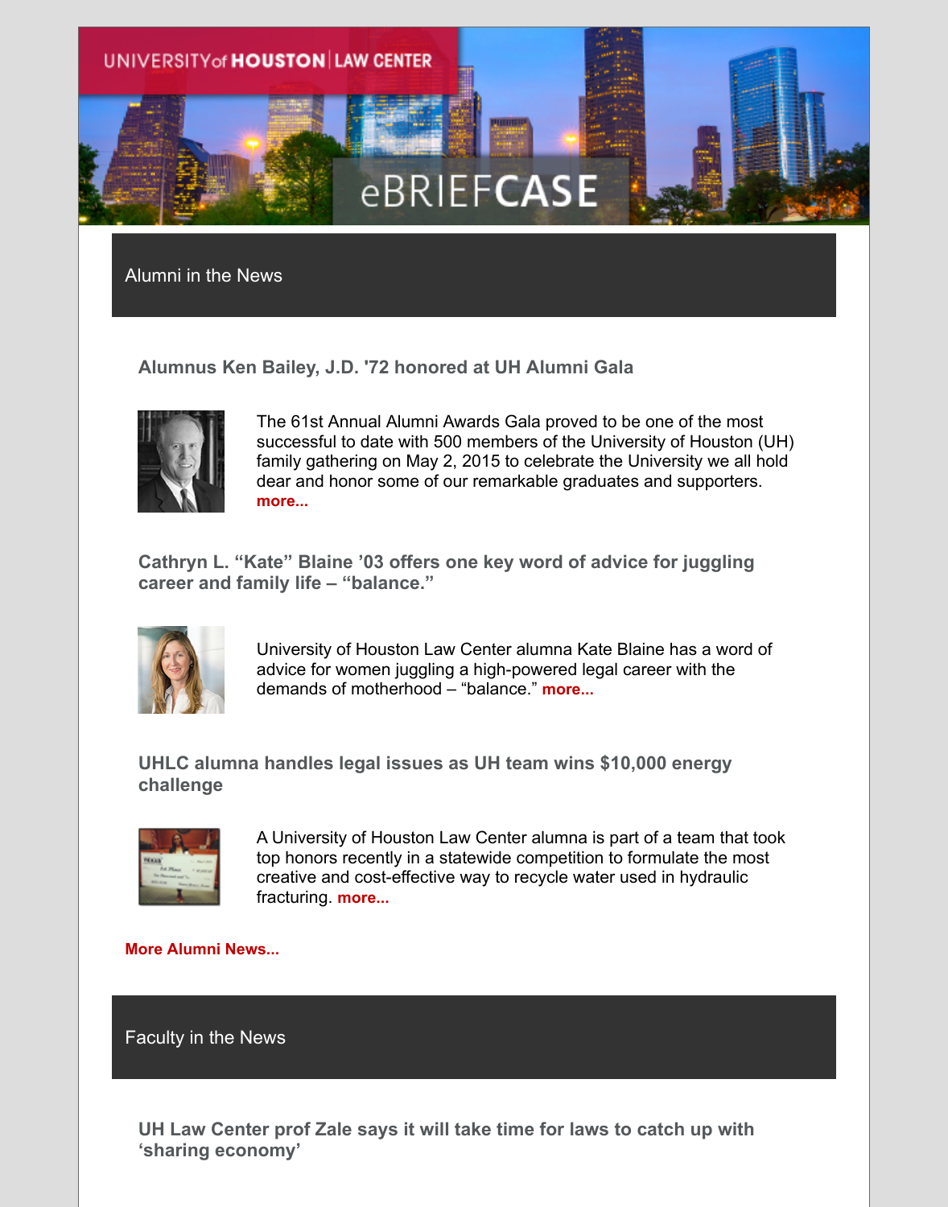UNIVERSITY of HOUSTON | LAW CENTER

# eBRIEFCASE

## Alumni in the News

### Alumnus Ken Bailey, J.D. '72 honored at UH Alumni Gala

The 61st Annual Alumni Awards Gala proved to be one of the most successful to date with 500 members of the University of Houston (UH) family gathering on May 2, 2015 to celebrate the University we all hold dear and honor some of our remarkable graduates and supporters. **more...**

### Cathryn L. "Kate" Blaine '03 offers one key word of advice for juggling career and family life – "balance."

University of Houston Law Center alumna Kate Blaine has a word of advice for women juggling a high-powered legal career with the demands of motherhood – "balance." **more...**

### UHLC alumna handles legal issues as UH team wins $10,000 energy challenge

A University of Houston Law Center alumna is part of a team that took top honors recently in a statewide competition to formulate the most creative and cost-effective way to recycle water used in hydraulic fracturing. **more...**

**More Alumni News...**

## Faculty in the News

### UH Law Center prof Zale says it will take time for laws to catch up with 'sharing economy'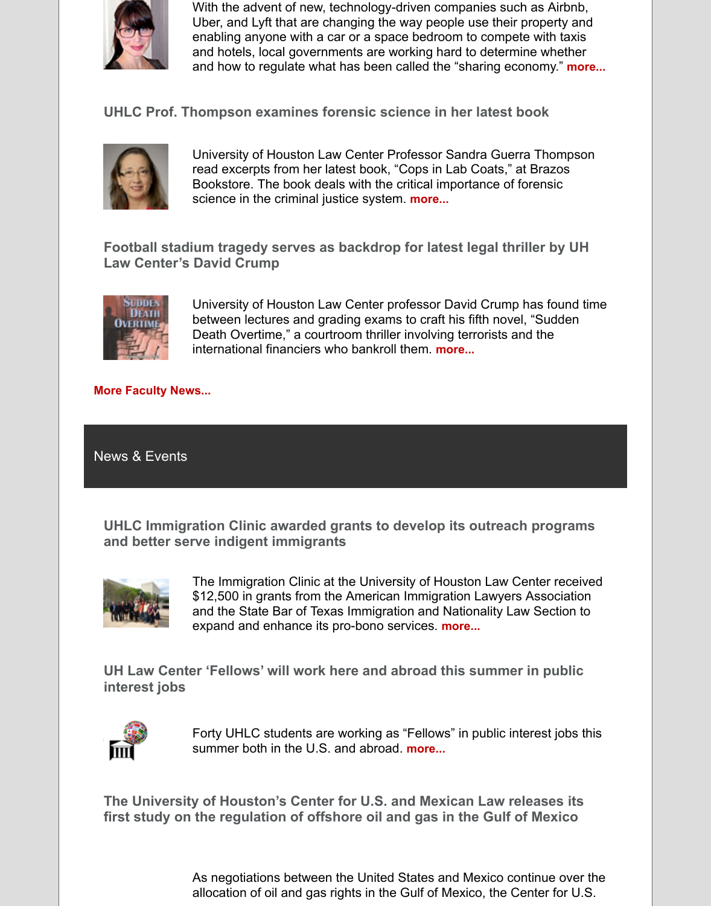With the advent of new, technology-driven companies such as Airbnb, Uber, and Lyft that are changing the way people use their property and enabling anyone with a car or a space bedroom to compete with taxis and hotels, local governments are working hard to determine whether and how to regulate what has been called the “sharing economy.” **more...**

### UHLC Prof. Thompson examines forensic science in her latest book

University of Houston Law Center Professor Sandra Guerra Thompson read excerpts from her latest book, “Cops in Lab Coats,” at Brazos Bookstore. The book deals with the critical importance of forensic science in the criminal justice system. **more...**

### Football stadium tragedy serves as backdrop for latest legal thriller by UH Law Center’s David Crump

University of Houston Law Center professor David Crump has found time between lectures and grading exams to craft his fifth novel, “Sudden Death Overtime,” a courtroom thriller involving terrorists and the international financiers who bankroll them. **more...**

**More Faculty News...**

## News & Events

### UHLC Immigration Clinic awarded grants to develop its outreach programs and better serve indigent immigrants

The Immigration Clinic at the University of Houston Law Center received $12,500 in grants from the American Immigration Lawyers Association and the State Bar of Texas Immigration and Nationality Law Section to expand and enhance its pro-bono services. **more...**

### UH Law Center ‘Fellows’ will work here and abroad this summer in public interest jobs

Forty UHLC students are working as “Fellows” in public interest jobs this summer both in the U.S. and abroad. **more...**

### The University of Houston’s Center for U.S. and Mexican Law releases its first study on the regulation of offshore oil and gas in the Gulf of Mexico

As negotiations between the United States and Mexico continue over the allocation of oil and gas rights in the Gulf of Mexico, the Center for U.S.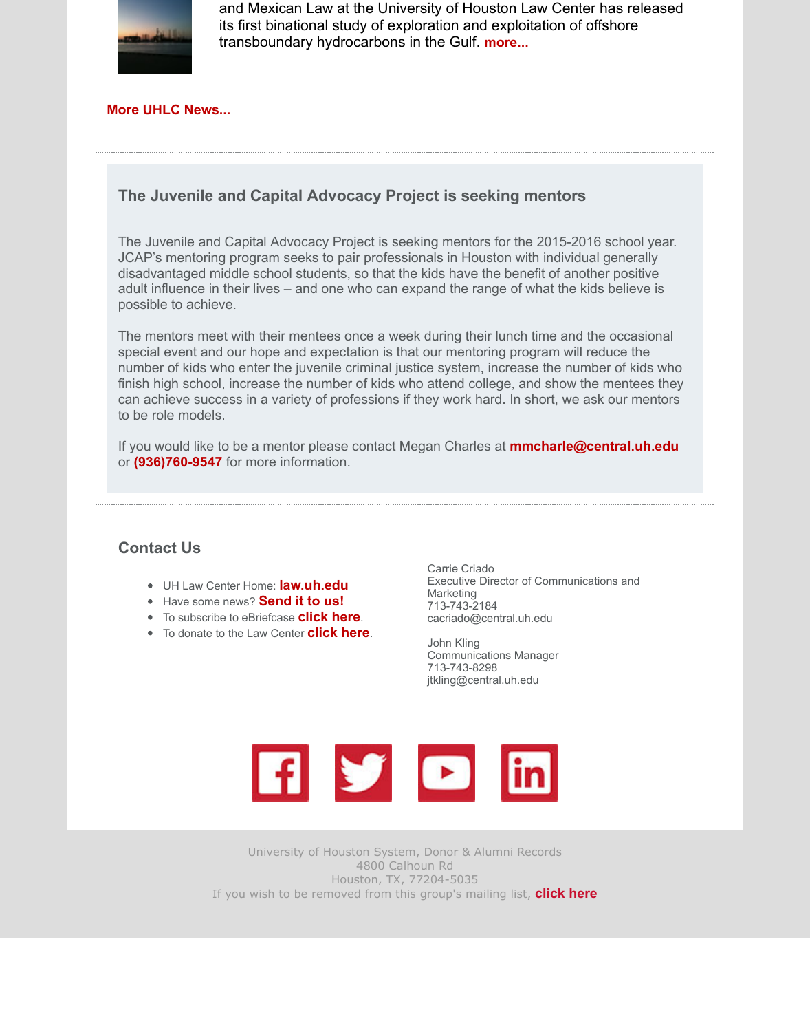and Mexican Law at the University of Houston Law Center has released its first binational study of exploration and exploitation of offshore transboundary hydrocarbons in the Gulf. **more...**

**More UHLC News...**

---

### The Juvenile and Capital Advocacy Project is seeking mentors

The Juvenile and Capital Advocacy Project is seeking mentors for the 2015-2016 school year. JCAP's mentoring program seeks to pair professionals in Houston with individual generally disadvantaged middle school students, so that the kids have the benefit of another positive adult influence in their lives – and one who can expand the range of what the kids believe is possible to achieve.

The mentors meet with their mentees once a week during their lunch time and the occasional special event and our hope and expectation is that our mentoring program will reduce the number of kids who enter the juvenile criminal justice system, increase the number of kids who finish high school, increase the number of kids who attend college, and show the mentees they can achieve success in a variety of professions if they work hard. In short, we ask our mentors to be role models.

If you would like to be a mentor please contact Megan Charles at **mmcharle@central.uh.edu** or **(936)760-9547** for more information.

---

### Contact Us

- UH Law Center Home: **law.uh.edu**
- Have some news? **Send it to us!**
- To subscribe to eBriefcase **click here**.
- To donate to the Law Center **click here**.

Carrie Criado
Executive Director of Communications and Marketing
713-743-2184
cacriado@central.uh.edu

John Kling
Communications Manager
713-743-8298
jtkling@central.uh.edu

University of Houston System, Donor & Alumni Records
4800 Calhoun Rd
Houston, TX, 77204-5035
If you wish to be removed from this group's mailing list, **click here**